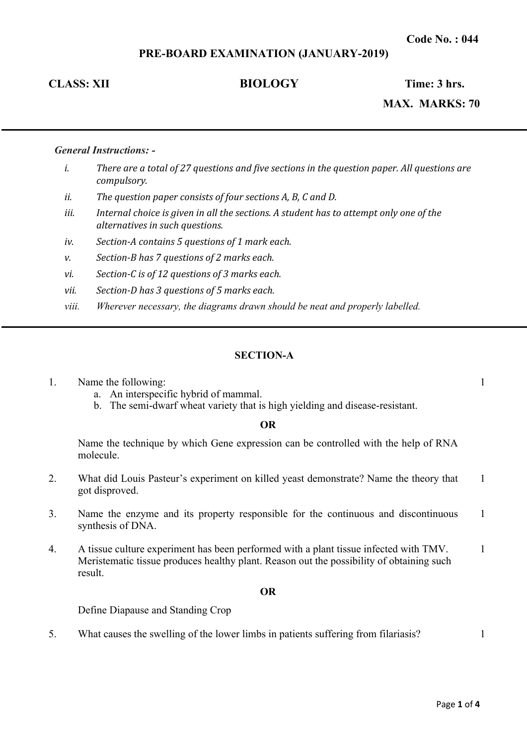**Code No. : 044**

**PRE-BOARD EXAMINATION (JANUARY-2019)**

**CLASS: XII** **BIOLOGY** **Time: 3 hrs.**

**MAX. MARKS: 70**

---

***General Instructions: -***

- *i.* *There are a total of 27 questions and five sections in the question paper. All questions are compulsory.*
- *ii.* *The question paper consists of four sections A, B, C and D.*
- *iii.* *Internal choice is given in all the sections. A student has to attempt only one of the alternatives in such questions.*
- *iv.* *Section-A contains 5 questions of 1 mark each.*
- *v.* *Section-B has 7 questions of 2 marks each.*
- *vi.* *Section-C is of 12 questions of 3 marks each.*
- *vii.* *Section-D has 3 questions of 5 marks each.*
- *viii.* *Wherever necessary, the diagrams drawn should be neat and properly labelled.*

---

## SECTION-A

1. Name the following: (1)
   a. An interspecific hybrid of mammal.
   b. The semi-dwarf wheat variety that is high yielding and disease-resistant.

   **OR**

   Name the technique by which Gene expression can be controlled with the help of RNA molecule.

2. What did Louis Pasteur's experiment on killed yeast demonstrate? Name the theory that got disproved. (1)

3. Name the enzyme and its property responsible for the continuous and discontinuous synthesis of DNA. (1)

4. A tissue culture experiment has been performed with a plant tissue infected with TMV. Meristematic tissue produces healthy plant. Reason out the possibility of obtaining such result. (1)

   **OR**

   Define Diapause and Standing Crop

5. What causes the swelling of the lower limbs in patients suffering from filariasis? (1)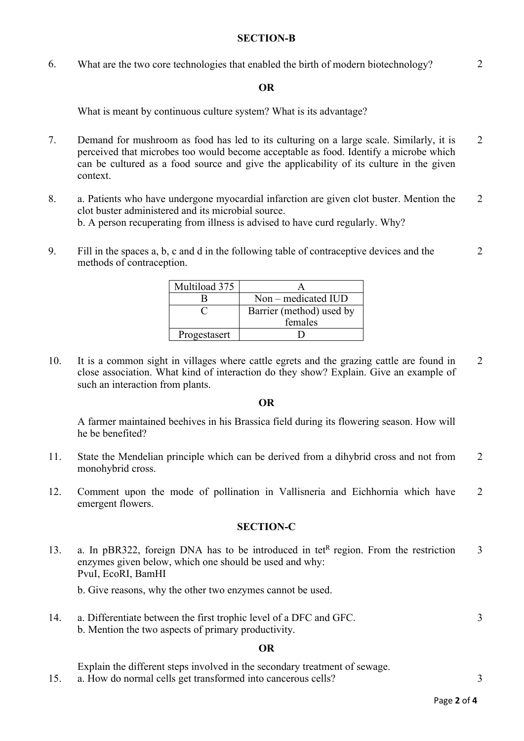## SECTION-B

6. What are the two core technologies that enabled the birth of modern biotechnology? 2

**OR**

What is meant by continuous culture system? What is its advantage?

7. Demand for mushroom as food has led to its culturing on a large scale. Similarly, it is perceived that microbes too would become acceptable as food. Identify a microbe which can be cultured as a food source and give the applicability of its culture in the given context. 2

8. a. Patients who have undergone myocardial infarction are given clot buster. Mention the clot buster administered and its microbial source. 2
b. A person recuperating from illness is advised to have curd regularly. Why?

9. Fill in the spaces a, b, c and d in the following table of contraceptive devices and the methods of contraception. 2

| Multiload 375 | A |
|---|---|
| B | Non – medicated IUD |
| C | Barrier (method) used by females |
| Progestasert | D |

10. It is a common sight in villages where cattle egrets and the grazing cattle are found in close association. What kind of interaction do they show? Explain. Give an example of such an interaction from plants. 2

**OR**

A farmer maintained beehives in his Brassica field during its flowering season. How will he be benefited?

11. State the Mendelian principle which can be derived from a dihybrid cross and not from monohybrid cross. 2

12. Comment upon the mode of pollination in Vallisneria and Eichhornia which have emergent flowers. 2

## SECTION-C

13. a. In pBR322, foreign DNA has to be introduced in $tet^R$ region. From the restriction enzymes given below, which one should be used and why: 3
PvuI, EcoRI, BamHI

b. Give reasons, why the other two enzymes cannot be used.

14. a. Differentiate between the first trophic level of a DFC and GFC. 3
b. Mention the two aspects of primary productivity.

**OR**

Explain the different steps involved in the secondary treatment of sewage.

15. a. How do normal cells get transformed into cancerous cells? 3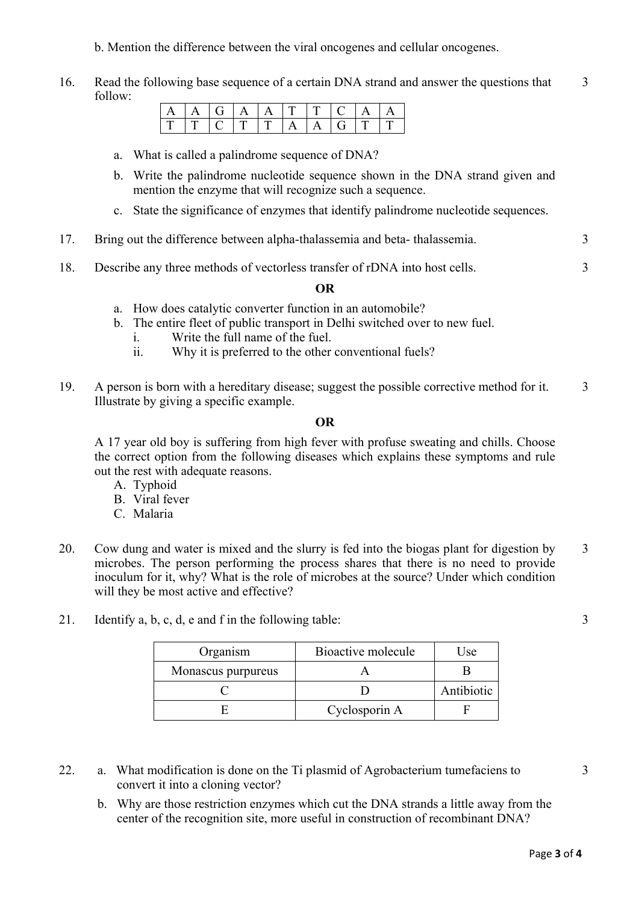b. Mention the difference between the viral oncogenes and cellular oncogenes.

16. Read the following base sequence of a certain DNA strand and answer the questions that follow: 3

| A | A | G | A | A | T | T | C | A | A |
|---|---|---|---|---|---|---|---|---|---|
| T | T | C | T | T | A | A | G | T | T |

a. What is called a palindrome sequence of DNA?

b. Write the palindrome nucleotide sequence shown in the DNA strand given and mention the enzyme that will recognize such a sequence.

c. State the significance of enzymes that identify palindrome nucleotide sequences.

17. Bring out the difference between alpha-thalassemia and beta- thalassemia. 3

18. Describe any three methods of vectorless transfer of rDNA into host cells. 3

**OR**

a. How does catalytic converter function in an automobile?
b. The entire fleet of public transport in Delhi switched over to new fuel.
   i. Write the full name of the fuel.
   ii. Why it is preferred to the other conventional fuels?

19. A person is born with a hereditary disease; suggest the possible corrective method for it. Illustrate by giving a specific example. 3

**OR**

A 17 year old boy is suffering from high fever with profuse sweating and chills. Choose the correct option from the following diseases which explains these symptoms and rule out the rest with adequate reasons.
A. Typhoid
B. Viral fever
C. Malaria

20. Cow dung and water is mixed and the slurry is fed into the biogas plant for digestion by microbes. The person performing the process shares that there is no need to provide inoculum for it, why? What is the role of microbes at the source? Under which condition will they be most active and effective? 3

21. Identify a, b, c, d, e and f in the following table: 3

| Organism | Bioactive molecule | Use |
|---|---|---|
| Monascus purpureus | A | B |
| C | D | Antibiotic |
| E | Cyclosporin A | F |

22. a. What modification is done on the Ti plasmid of Agrobacterium tumefaciens to convert it into a cloning vector? 3

b. Why are those restriction enzymes which cut the DNA strands a little away from the center of the recognition site, more useful in construction of recombinant DNA?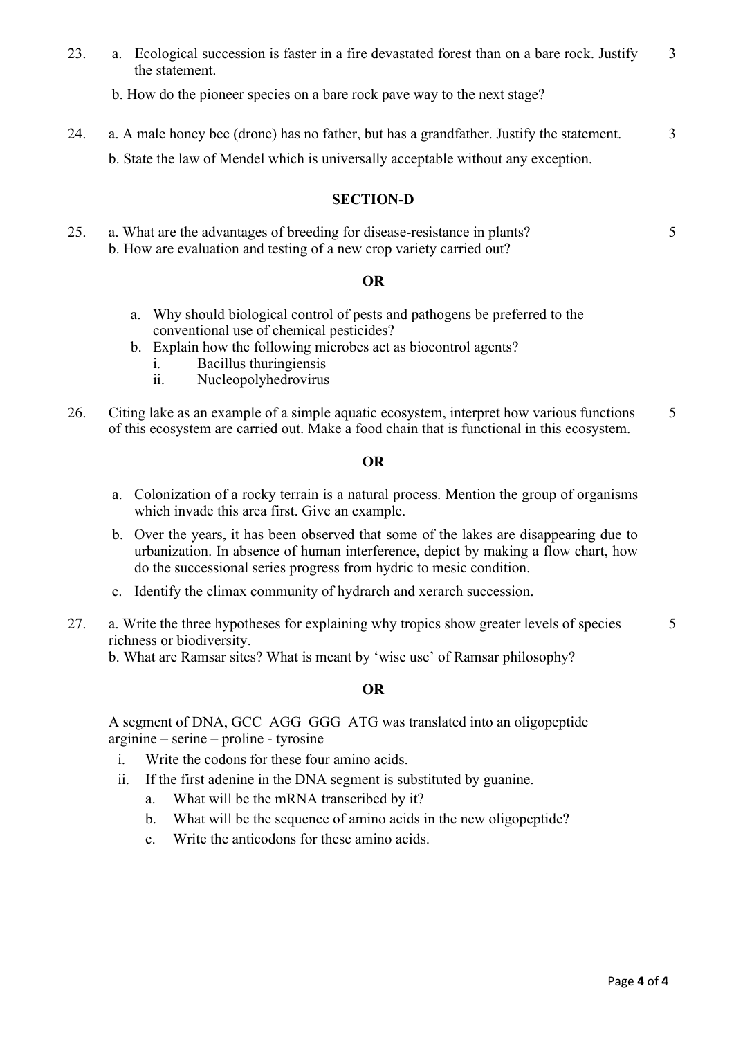23. a. Ecological succession is faster in a fire devastated forest than on a bare rock. Justify the statement. 3

    b. How do the pioneer species on a bare rock pave way to the next stage?

24. a. A male honey bee (drone) has no father, but has a grandfather. Justify the statement. 3

    b. State the law of Mendel which is universally acceptable without any exception.

## SECTION-D

25. a. What are the advantages of breeding for disease-resistance in plants? 5
    b. How are evaluation and testing of a new crop variety carried out?

**OR**

a. Why should biological control of pests and pathogens be preferred to the conventional use of chemical pesticides?
b. Explain how the following microbes act as biocontrol agents?
   i. Bacillus thuringiensis
   ii. Nucleopolyhedrovirus

26. Citing lake as an example of a simple aquatic ecosystem, interpret how various functions of this ecosystem are carried out. Make a food chain that is functional in this ecosystem. 5

**OR**

a. Colonization of a rocky terrain is a natural process. Mention the group of organisms which invade this area first. Give an example.
b. Over the years, it has been observed that some of the lakes are disappearing due to urbanization. In absence of human interference, depict by making a flow chart, how do the successional series progress from hydric to mesic condition.
c. Identify the climax community of hydrarch and xerarch succession.

27. a. Write the three hypotheses for explaining why tropics show greater levels of species richness or biodiversity. 5
    b. What are Ramsar sites? What is meant by 'wise use' of Ramsar philosophy?

**OR**

A segment of DNA, GCC AGG GGG ATG was translated into an oligopeptide arginine – serine – proline - tyrosine

i. Write the codons for these four amino acids.
ii. If the first adenine in the DNA segment is substituted by guanine.
   a. What will be the mRNA transcribed by it?
   b. What will be the sequence of amino acids in the new oligopeptide?
   c. Write the anticodons for these amino acids.